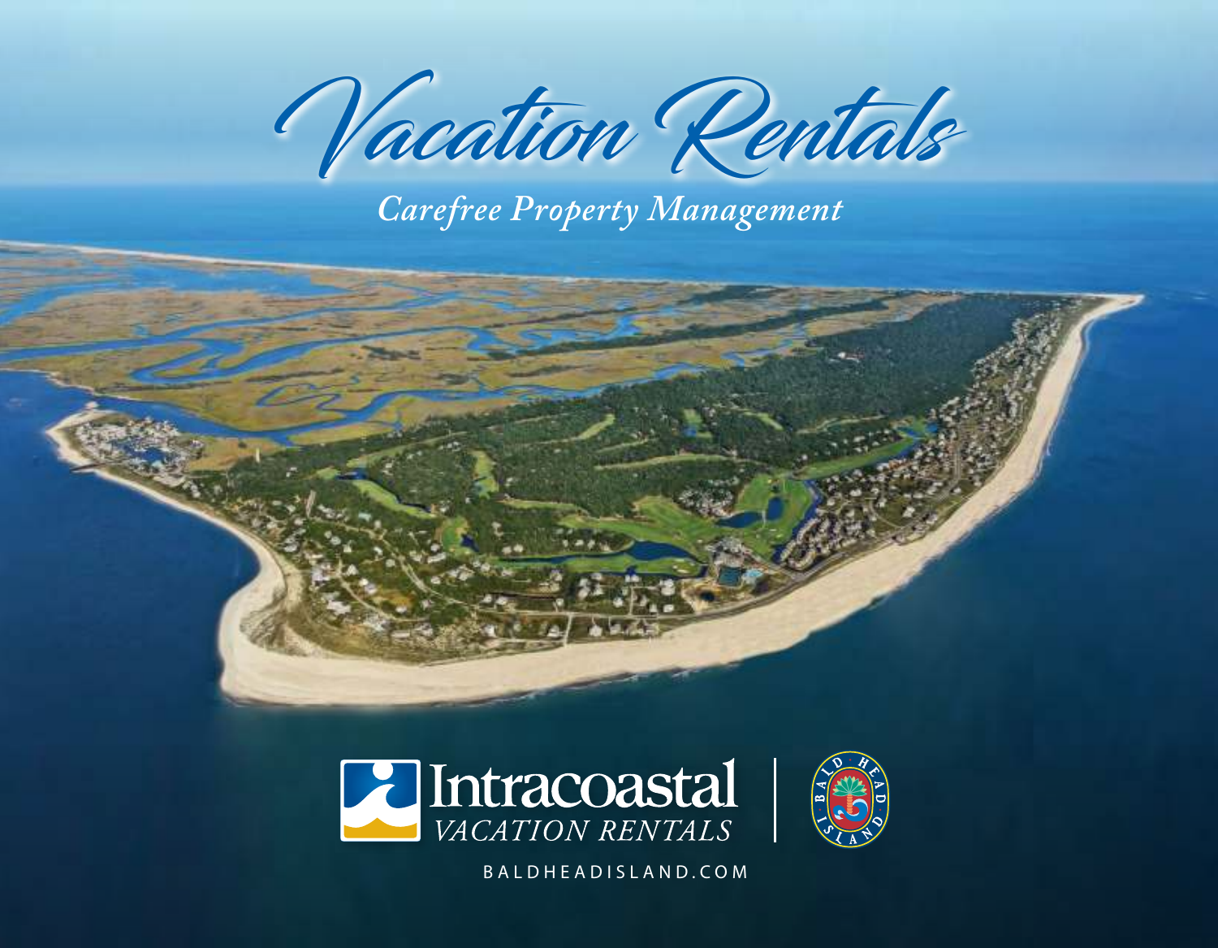# Vacation Rentals

*Carefree Property Management*

Intracoastal
VACATION RENTALS

BALD HEAD ISLAND

BALDHEADISLAND.COM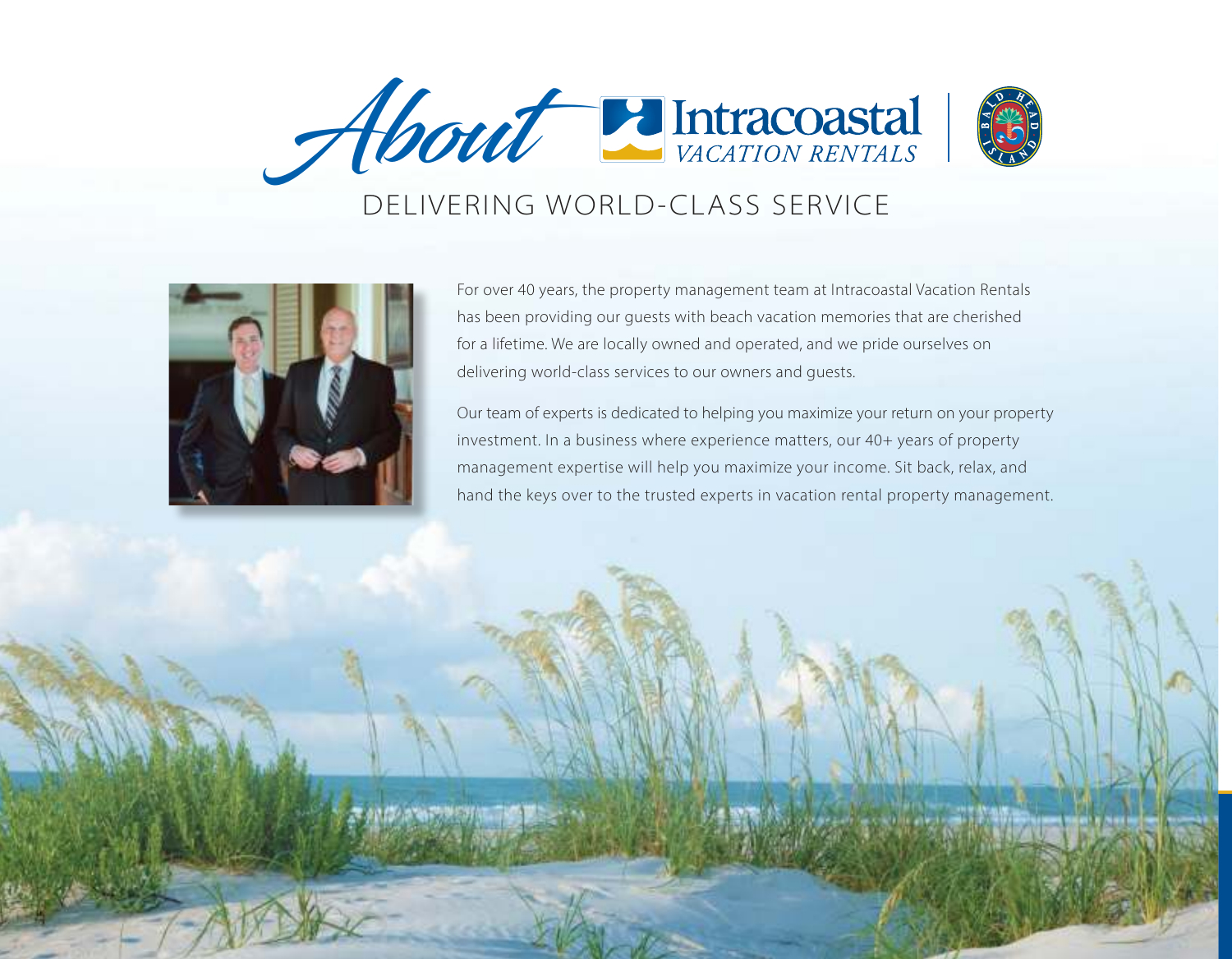# About Intracoastal Vacation Rentals

## DELIVERING WORLD-CLASS SERVICE

For over 40 years, the property management team at Intracoastal Vacation Rentals has been providing our guests with beach vacation memories that are cherished for a lifetime. We are locally owned and operated, and we pride ourselves on delivering world-class services to our owners and guests.

Our team of experts is dedicated to helping you maximize your return on your property investment. In a business where experience matters, our 40+ years of property management expertise will help you maximize your income. Sit back, relax, and hand the keys over to the trusted experts in vacation rental property management.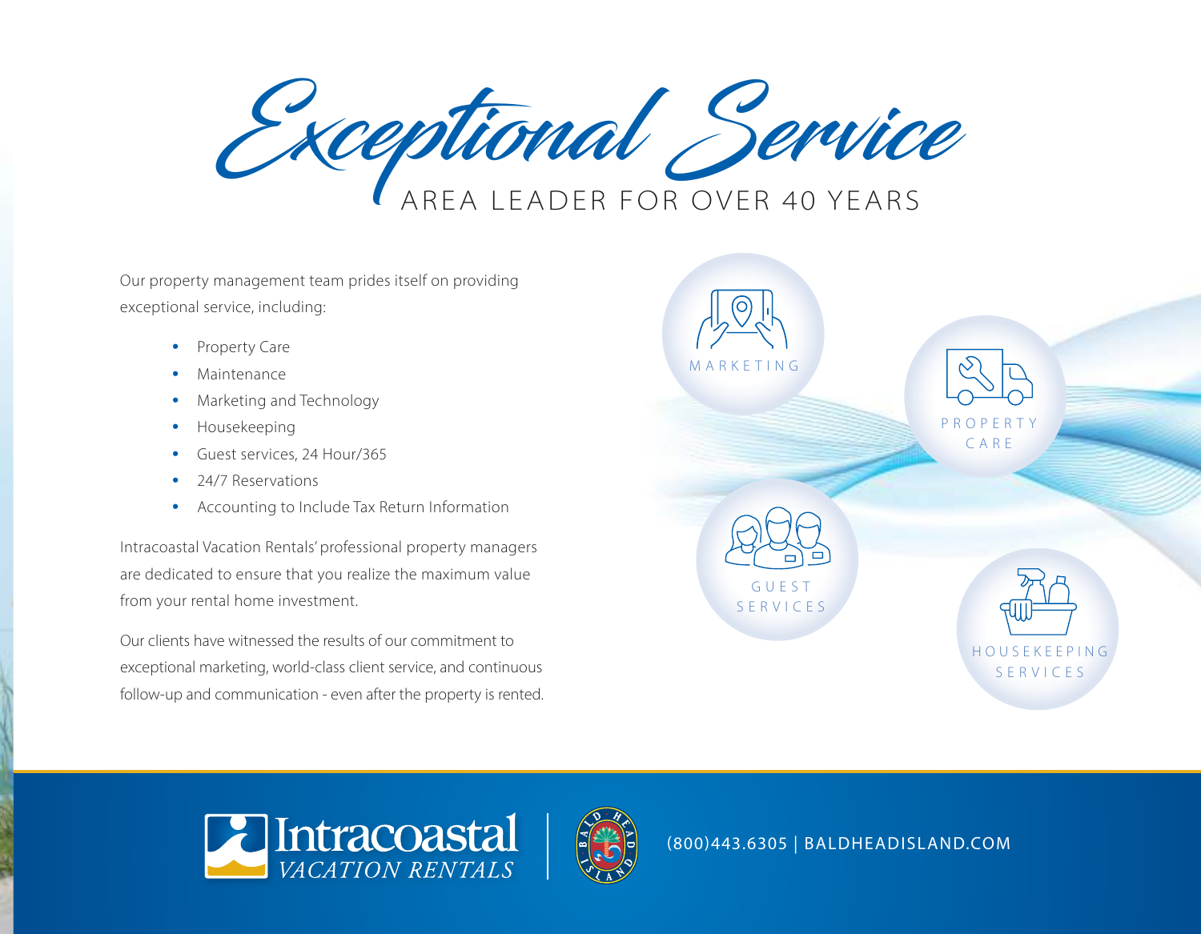# Exceptional Service

## AREA LEADER FOR OVER 40 YEARS

Our property management team prides itself on providing exceptional service, including:

- Property Care
- Maintenance
- Marketing and Technology
- Housekeeping
- Guest services, 24 Hour/365
- 24/7 Reservations
- Accounting to Include Tax Return Information

Intracoastal Vacation Rentals' professional property managers are dedicated to ensure that you realize the maximum value from your rental home investment.

Our clients have witnessed the results of our commitment to exceptional marketing, world-class client service, and continuous follow-up and communication - even after the property is rented.

MARKETING

PROPERTY CARE

GUEST SERVICES

HOUSEKEEPING SERVICES

Intracoastal VACATION RENTALS

(800)443.6305 | BALDHEADISLAND.COM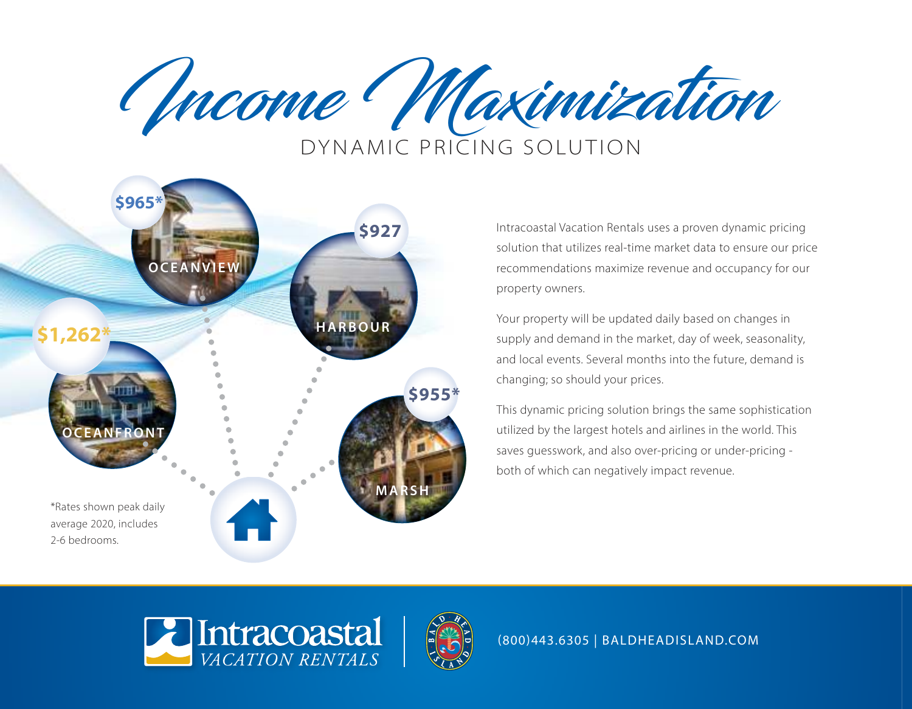# Income Maximization

## DYNAMIC PRICING SOLUTION

$965* OCEANVIEW

$927 HARBOUR

$1,262* OCEANFRONT

$955* MARSH

*Rates shown peak daily average 2020, includes 2-6 bedrooms.

Intracoastal Vacation Rentals uses a proven dynamic pricing solution that utilizes real-time market data to ensure our price recommendations maximize revenue and occupancy for our property owners.

Your property will be updated daily based on changes in supply and demand in the market, day of week, seasonality, and local events. Several months into the future, demand is changing; so should your prices.

This dynamic pricing solution brings the same sophistication utilized by the largest hotels and airlines in the world. This saves guesswork, and also over-pricing or under-pricing - both of which can negatively impact revenue.

Intracoastal VACATION RENTALS

(800)443.6305 | BALDHEADISLAND.COM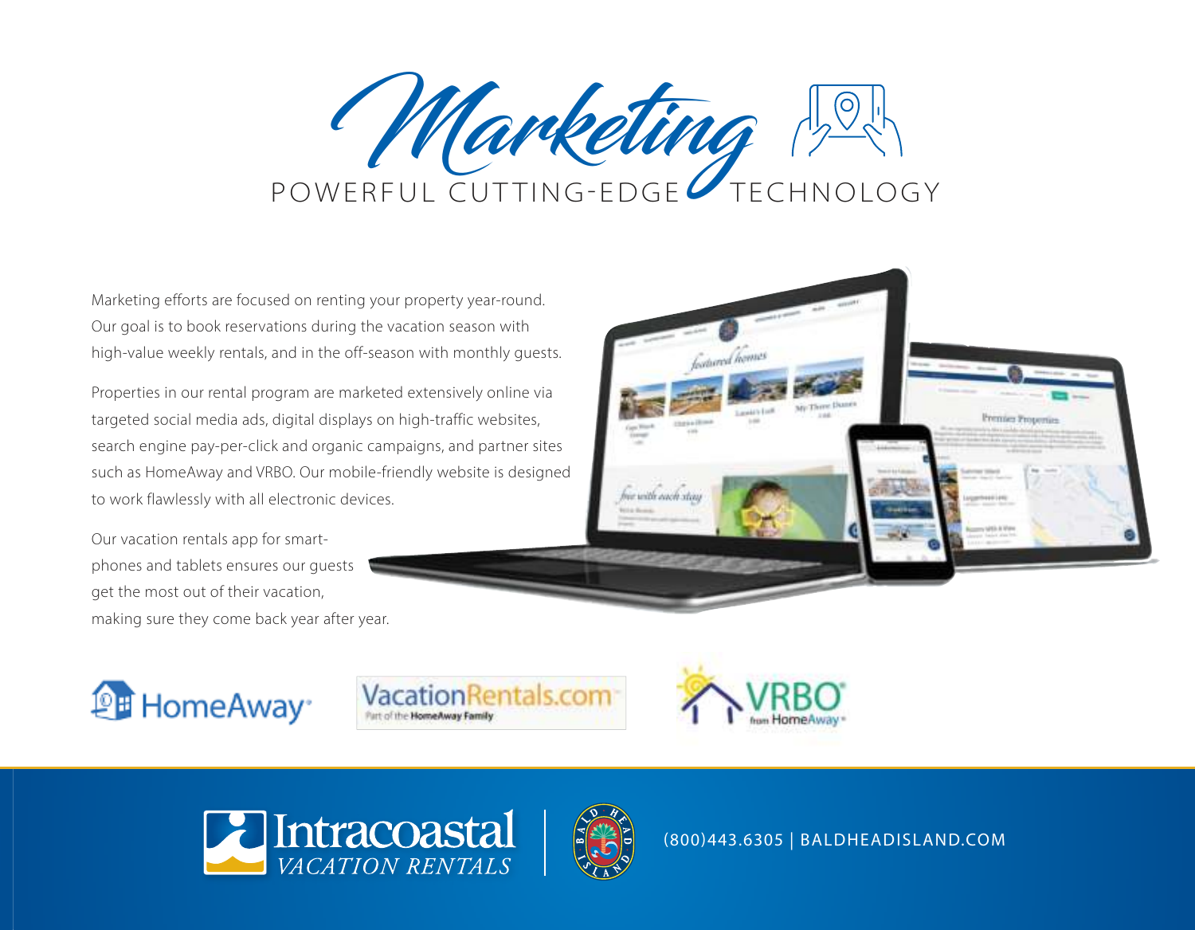# *Marketing*

## POWERFUL CUTTING-EDGE TECHNOLOGY

Marketing efforts are focused on renting your property year-round. Our goal is to book reservations during the vacation season with high-value weekly rentals, and in the off-season with monthly guests.

Properties in our rental program are marketed extensively online via targeted social media ads, digital displays on high-traffic websites, search engine pay-per-click and organic campaigns, and partner sites such as HomeAway and VRBO. Our mobile-friendly website is designed to work flawlessly with all electronic devices.

Our vacation rentals app for smartphones and tablets ensures our guests get the most out of their vacation, making sure they come back year after year.

HomeAway | VacationRentals.com Part of the HomeAway Family | VRBO from HomeAway

Intracoastal VACATION RENTALS | Bald Head Island

(800)443.6305 | BALDHEADISLAND.COM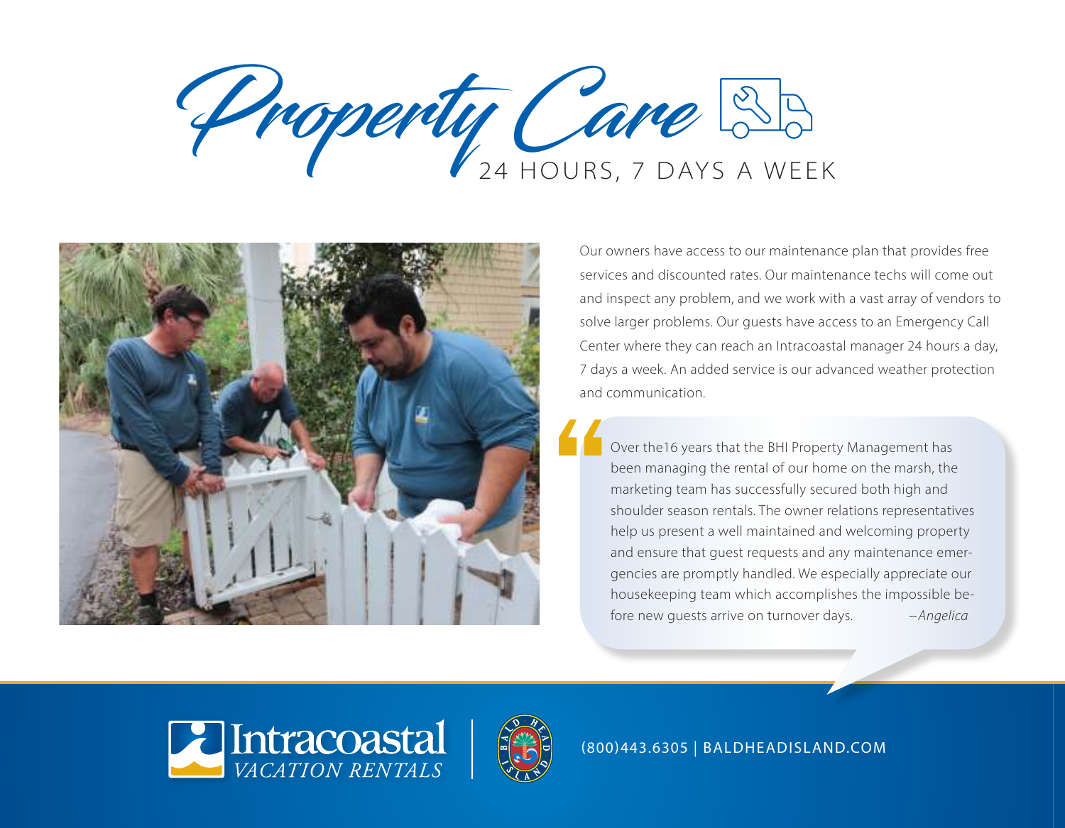# Property Care

## 24 HOURS, 7 DAYS A WEEK

Our owners have access to our maintenance plan that provides free services and discounted rates. Our maintenance techs will come out and inspect any problem, and we work with a vast array of vendors to solve larger problems. Our guests have access to an Emergency Call Center where they can reach an Intracoastal manager 24 hours a day, 7 days a week. An added service is our advanced weather protection and communication.

> Over the16 years that the BHI Property Management has been managing the rental of our home on the marsh, the marketing team has successfully secured both high and shoulder season rentals. The owner relations representatives help us present a well maintained and welcoming property and ensure that guest requests and any maintenance emergencies are promptly handled. We especially appreciate our housekeeping team which accomplishes the impossible before new guests arrive on turnover days. *–Angelica*

Intracoastal *VACATION RENTALS*

(800)443.6305 | BALDHEADISLAND.COM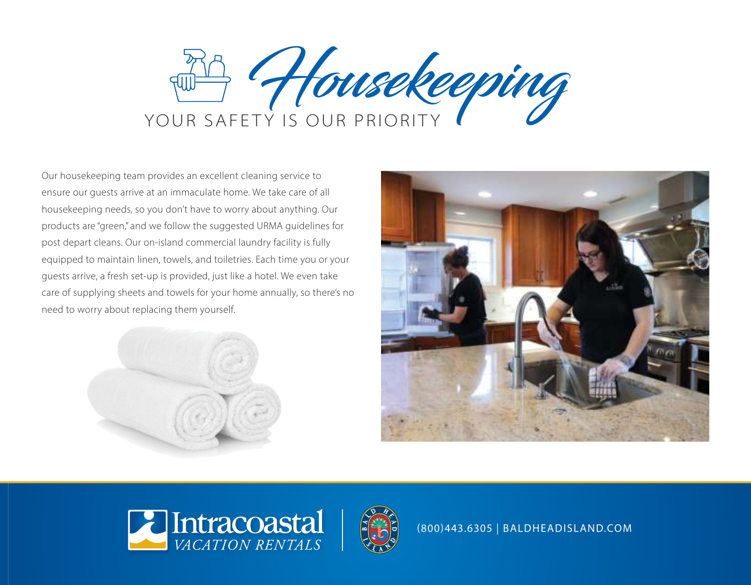# Housekeeping

## YOUR SAFETY IS OUR PRIORITY

Our housekeeping team provides an excellent cleaning service to ensure our guests arrive at an immaculate home. We take care of all housekeeping needs, so you don't have to worry about anything. Our products are "green," and we follow the suggested URMA guidelines for post depart cleans. Our on-island commercial laundry facility is fully equipped to maintain linen, towels, and toiletries. Each time you or your guests arrive, a fresh set-up is provided, just like a hotel. We even take care of supplying sheets and towels for your home annually, so there's no need to worry about replacing them yourself.

Intracoastal VACATION RENTALS | BALD HEAD ISLAND

(800)443.6305 | BALDHEADISLAND.COM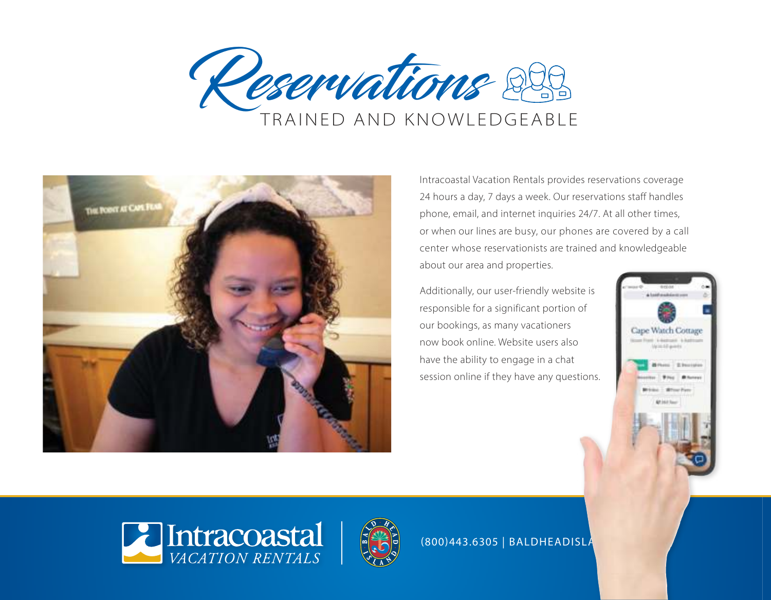# Reservations

## TRAINED AND KNOWLEDGEABLE

Intracoastal Vacation Rentals provides reservations coverage 24 hours a day, 7 days a week. Our reservations staff handles phone, email, and internet inquiries 24/7. At all other times, or when our lines are busy, our phones are covered by a call center whose reservationists are trained and knowledgeable about our area and properties.

Additionally, our user-friendly website is responsible for a significant portion of our bookings, as many vacationers now book online. Website users also have the ability to engage in a chat session online if they have any questions.

Intracoastal VACATION RENTALS

(800)443.6305 | BALDHEADISLA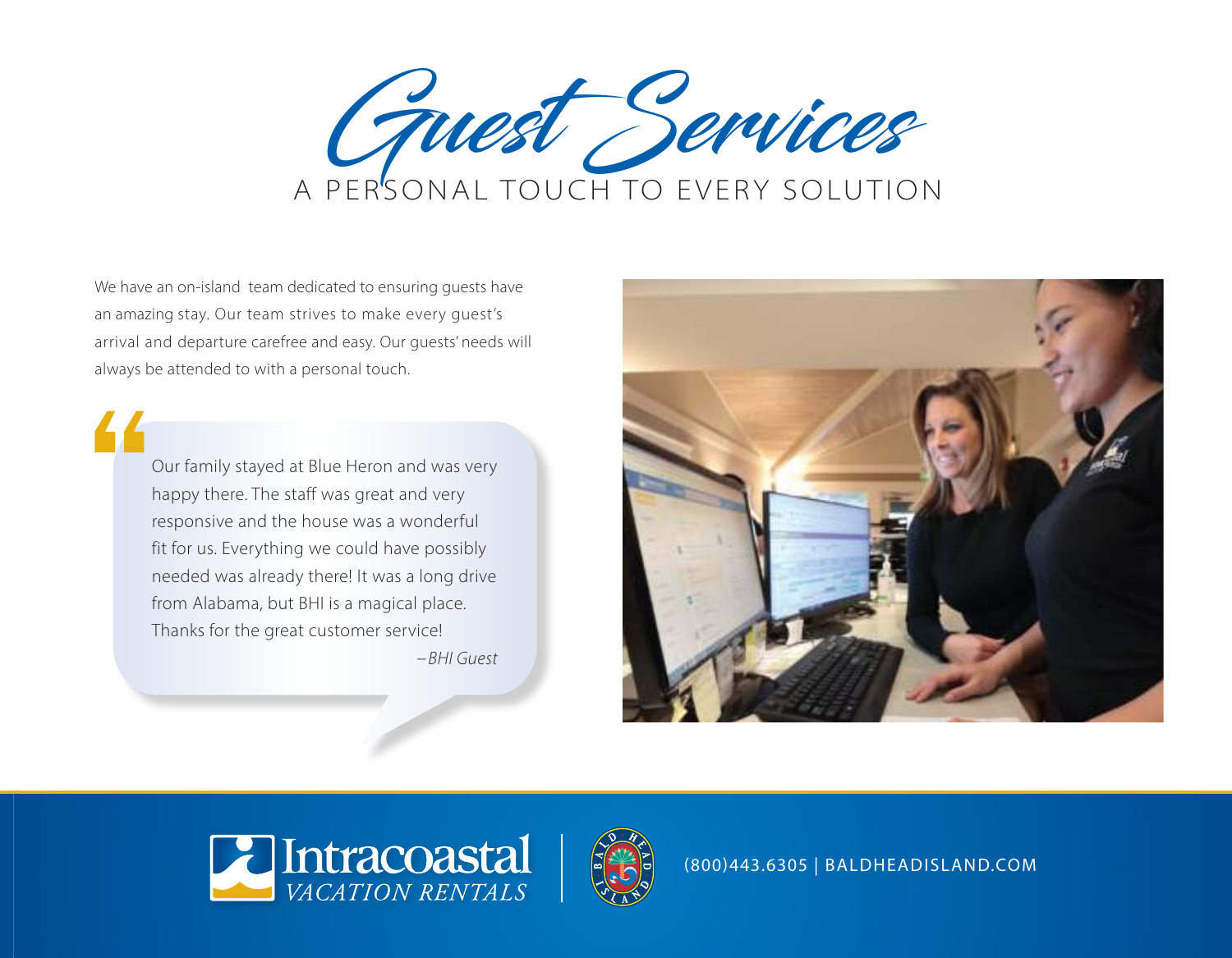# Guest Services

## A PERSONAL TOUCH TO EVERY SOLUTION

We have an on-island team dedicated to ensuring guests have an amazing stay. Our team strives to make every guest's arrival and departure carefree and easy. Our guests' needs will always be attended to with a personal touch.

> Our family stayed at Blue Heron and was very happy there. The staff was great and very responsive and the house was a wonderful fit for us. Everything we could have possibly needed was already there! It was a long drive from Alabama, but BHI is a magical place. Thanks for the great customer service!
>
> *--BHI Guest*

Intracoastal VACATION RENTALS | BALD HEAD ISLAND

(800)443.6305 | BALDHEADISLAND.COM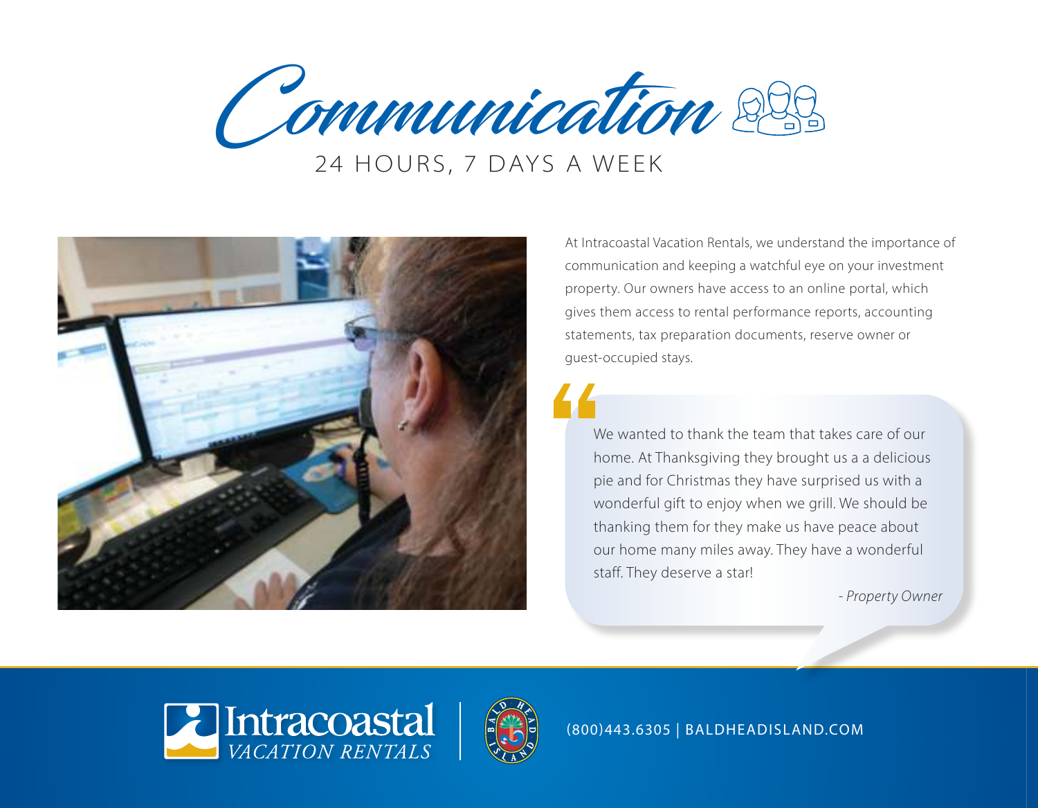# Communication

## 24 HOURS, 7 DAYS A WEEK

At Intracoastal Vacation Rentals, we understand the importance of communication and keeping a watchful eye on your investment property. Our owners have access to an online portal, which gives them access to rental performance reports, accounting statements, tax preparation documents, reserve owner or guest-occupied stays.

> We wanted to thank the team that takes care of our home. At Thanksgiving they brought us a a delicious pie and for Christmas they have surprised us with a wonderful gift to enjoy when we grill. We should be thanking them for they make us have peace about our home many miles away. They have a wonderful staff. They deserve a star!
>
> *- Property Owner*

Intracoastal VACATION RENTALS | BALD HEAD ISLAND

(800)443.6305 | BALDHEADISLAND.COM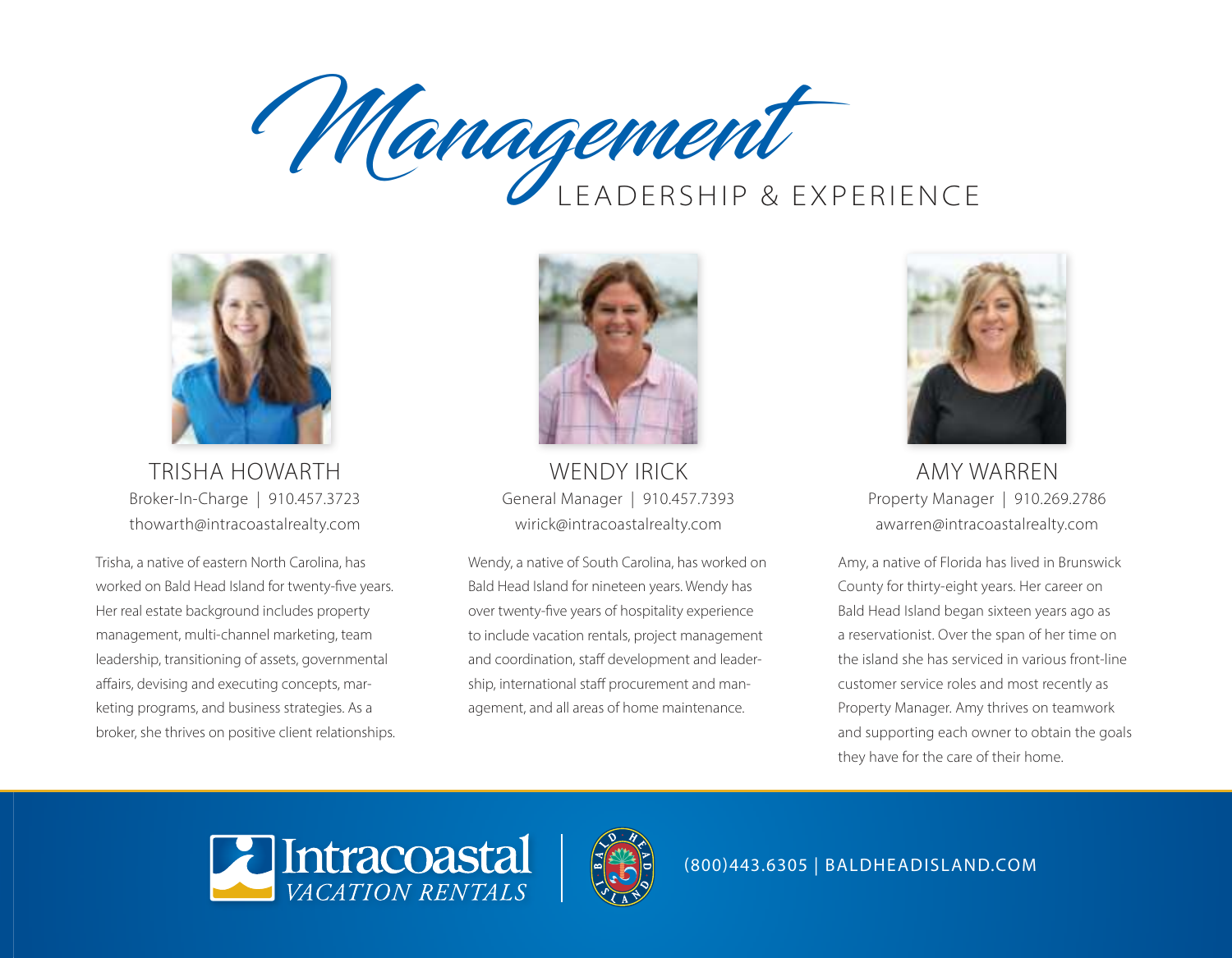# Management

## LEADERSHIP & EXPERIENCE

### TRISHA HOWARTH

Broker-In-Charge | 910.457.3723
thowarth@intracoastalrealty.com

Trisha, a native of eastern North Carolina, has worked on Bald Head Island for twenty-five years. Her real estate background includes property management, multi-channel marketing, team leadership, transitioning of assets, governmental affairs, devising and executing concepts, marketing programs, and business strategies. As a broker, she thrives on positive client relationships.

### WENDY IRICK

General Manager | 910.457.7393
wirick@intracoastalrealty.com

Wendy, a native of South Carolina, has worked on Bald Head Island for nineteen years. Wendy has over twenty-five years of hospitality experience to include vacation rentals, project management and coordination, staff development and leadership, international staff procurement and management, and all areas of home maintenance.

### AMY WARREN

Property Manager | 910.269.2786
awarren@intracoastalrealty.com

Amy, a native of Florida has lived in Brunswick County for thirty-eight years. Her career on Bald Head Island began sixteen years ago as a reservationist. Over the span of her time on the island she has serviced in various front-line customer service roles and most recently as Property Manager. Amy thrives on teamwork and supporting each owner to obtain the goals they have for the care of their home.

Intracoastal VACATION RENTALS | BALD HEAD ISLAND

(800)443.6305 | BALDHEADISLAND.COM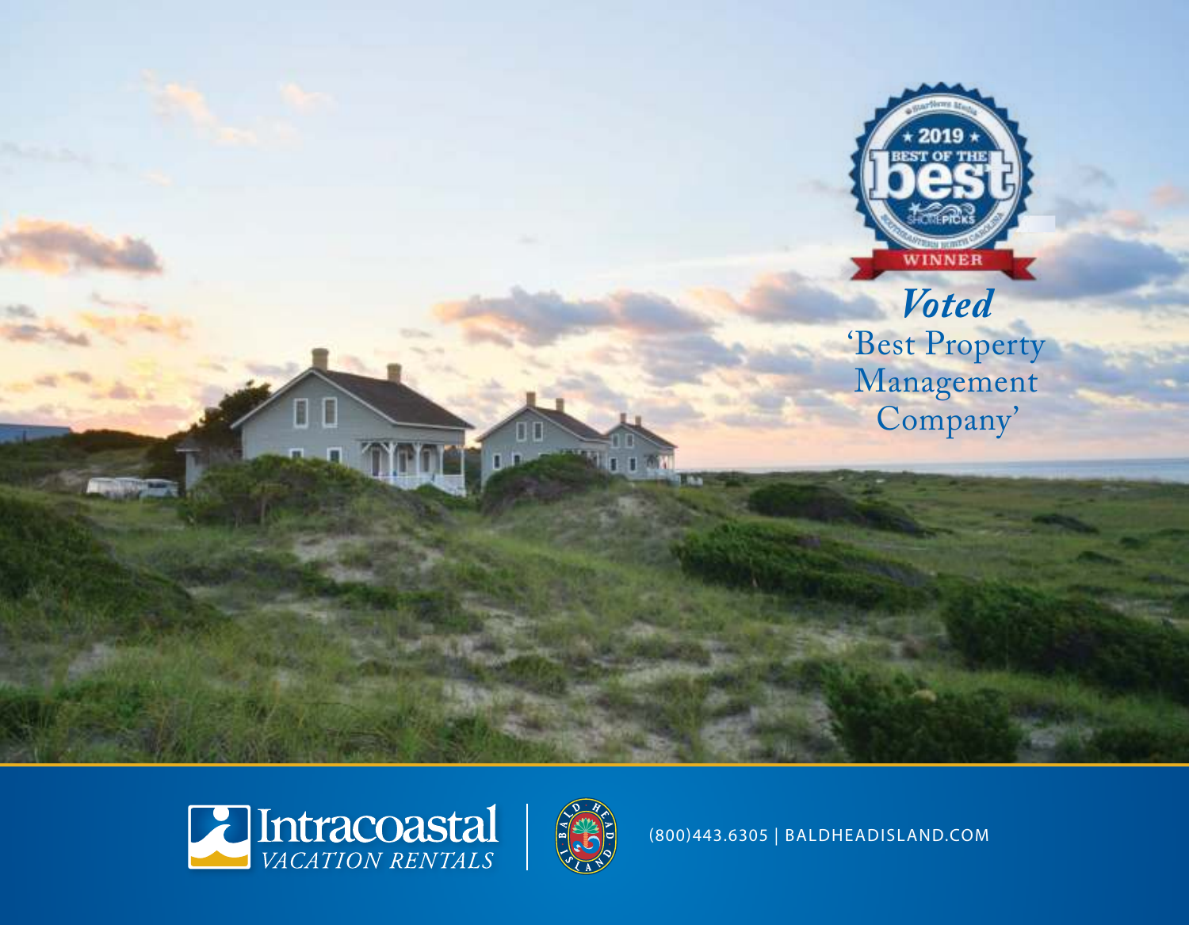*Voted*
'Best Property Management Company'

Intracoastal VACATION RENTALS

(800)443.6305 | BALDHEADISLAND.COM